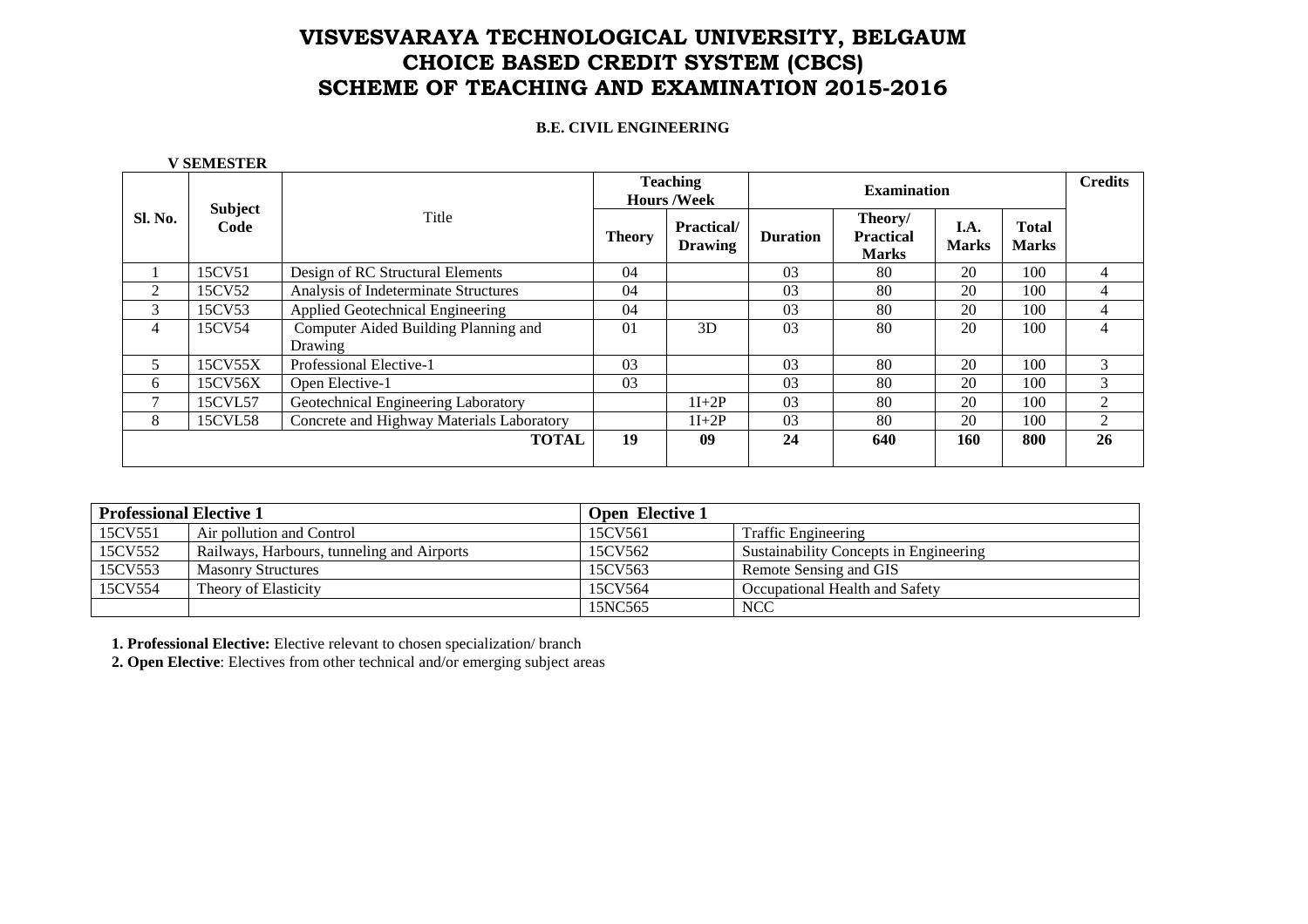# VISVESVARAYA TECHNOLOGICAL UNIVERSITY, BELGAUM
# CHOICE BASED CREDIT SYSTEM (CBCS)
# SCHEME OF TEACHING AND EXAMINATION 2015-2016

**B.E. CIVIL ENGINEERING**

**V SEMESTER**

| Sl. No. | Subject Code | Title | Teaching Hours /Week | | Examination | | | | Credits |
|---|---|---|---|---|---|---|---|---|---|
| | | | Theory | Practical/ Drawing | Duration | Theory/ Practical Marks | I.A. Marks | Total Marks | |
| 1 | 15CV51 | Design of RC Structural Elements | 04 | | 03 | 80 | 20 | 100 | 4 |
| 2 | 15CV52 | Analysis of Indeterminate Structures | 04 | | 03 | 80 | 20 | 100 | 4 |
| 3 | 15CV53 | Applied Geotechnical Engineering | 04 | | 03 | 80 | 20 | 100 | 4 |
| 4 | 15CV54 | Computer Aided Building Planning and Drawing | 01 | 3D | 03 | 80 | 20 | 100 | 4 |
| 5 | 15CV55X | Professional Elective-1 | 03 | | 03 | 80 | 20 | 100 | 3 |
| 6 | 15CV56X | Open Elective-1 | 03 | | 03 | 80 | 20 | 100 | 3 |
| 7 | 15CVL57 | Geotechnical Engineering Laboratory | | 1I+2P | 03 | 80 | 20 | 100 | 2 |
| 8 | 15CVL58 | Concrete and Highway Materials Laboratory | | 1I+2P | 03 | 80 | 20 | 100 | 2 |
| | | **TOTAL** | **19** | **09** | **24** | **640** | **160** | **800** | **26** |

| **Professional Elective 1** | | **Open Elective 1** | |
|---|---|---|---|
| 15CV551 | Air pollution and Control | 15CV561 | Traffic Engineering |
| 15CV552 | Railways, Harbours, tunneling and Airports | 15CV562 | Sustainability Concepts in Engineering |
| 15CV553 | Masonry Structures | 15CV563 | Remote Sensing and GIS |
| 15CV554 | Theory of Elasticity | 15CV564 | Occupational Health and Safety |
| | | 15NC565 | NCC |

**1. Professional Elective:** Elective relevant to chosen specialization/ branch

**2. Open Elective**: Electives from other technical and/or emerging subject areas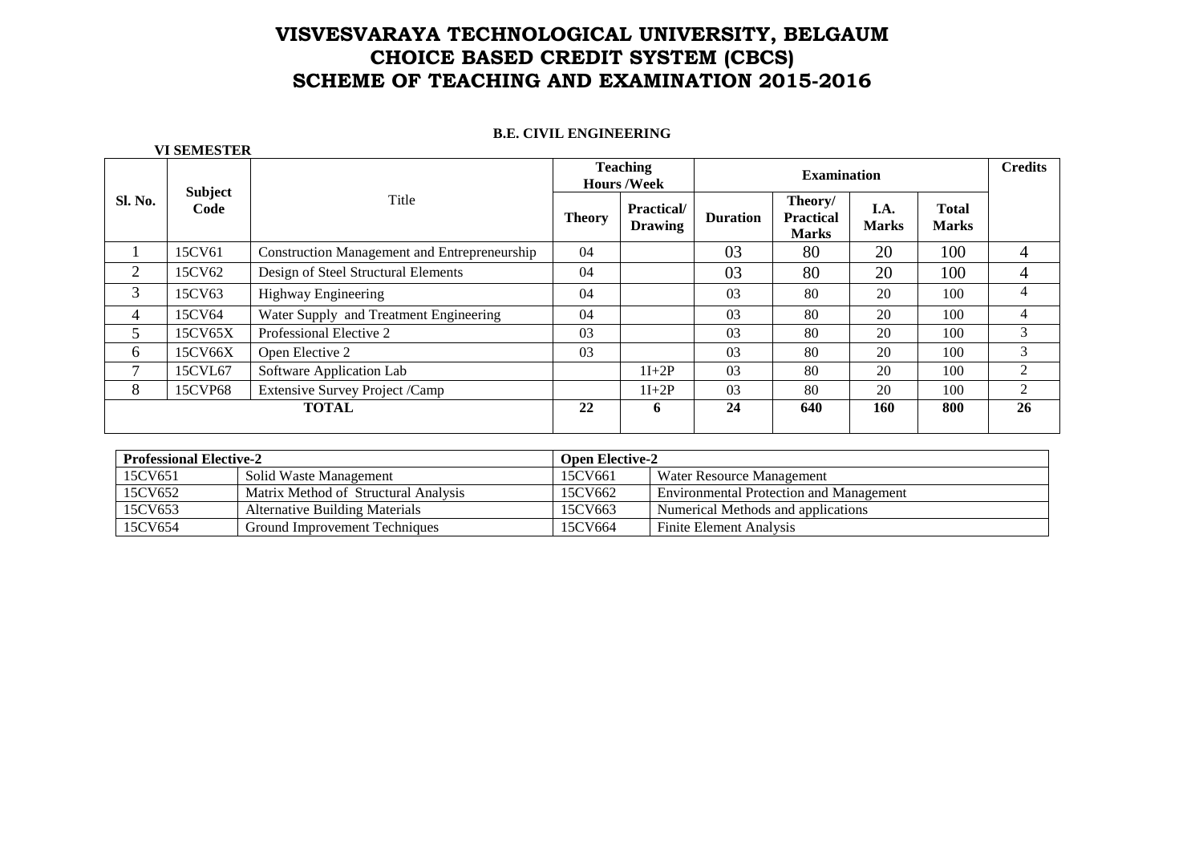# VISVESVARAYA TECHNOLOGICAL UNIVERSITY, BELGAUM
# CHOICE BASED CREDIT SYSTEM (CBCS)
# SCHEME OF TEACHING AND EXAMINATION 2015-2016

**B.E. CIVIL ENGINEERING**

**VI SEMESTER**

| Sl. No. | Subject Code | Title | Teaching Hours /Week | | Examination | | | | Credits |
|---|---|---|---|---|---|---|---|---|---|
| | | | Theory | Practical/ Drawing | Duration | Theory/ Practical Marks | I.A. Marks | Total Marks | |
| 1 | 15CV61 | Construction Management and Entrepreneurship | 04 | | 03 | 80 | 20 | 100 | 4 |
| 2 | 15CV62 | Design of Steel Structural Elements | 04 | | 03 | 80 | 20 | 100 | 4 |
| 3 | 15CV63 | Highway Engineering | 04 | | 03 | 80 | 20 | 100 | 4 |
| 4 | 15CV64 | Water Supply and Treatment Engineering | 04 | | 03 | 80 | 20 | 100 | 4 |
| 5 | 15CV65X | Professional Elective 2 | 03 | | 03 | 80 | 20 | 100 | 3 |
| 6 | 15CV66X | Open Elective 2 | 03 | | 03 | 80 | 20 | 100 | 3 |
| 7 | 15CVL67 | Software Application Lab | | 1I+2P | 03 | 80 | 20 | 100 | 2 |
| 8 | 15CVP68 | Extensive Survey Project /Camp | | 1I+2P | 03 | 80 | 20 | 100 | 2 |
| **TOTAL** | | | **22** | **6** | **24** | **640** | **160** | **800** | **26** |

| **Professional Elective-2** | | **Open Elective-2** | |
|---|---|---|---|
| 15CV651 | Solid Waste Management | 15CV661 | Water Resource Management |
| 15CV652 | Matrix Method of Structural Analysis | 15CV662 | Environmental Protection and Management |
| 15CV653 | Alternative Building Materials | 15CV663 | Numerical Methods and applications |
| 15CV654 | Ground Improvement Techniques | 15CV664 | Finite Element Analysis |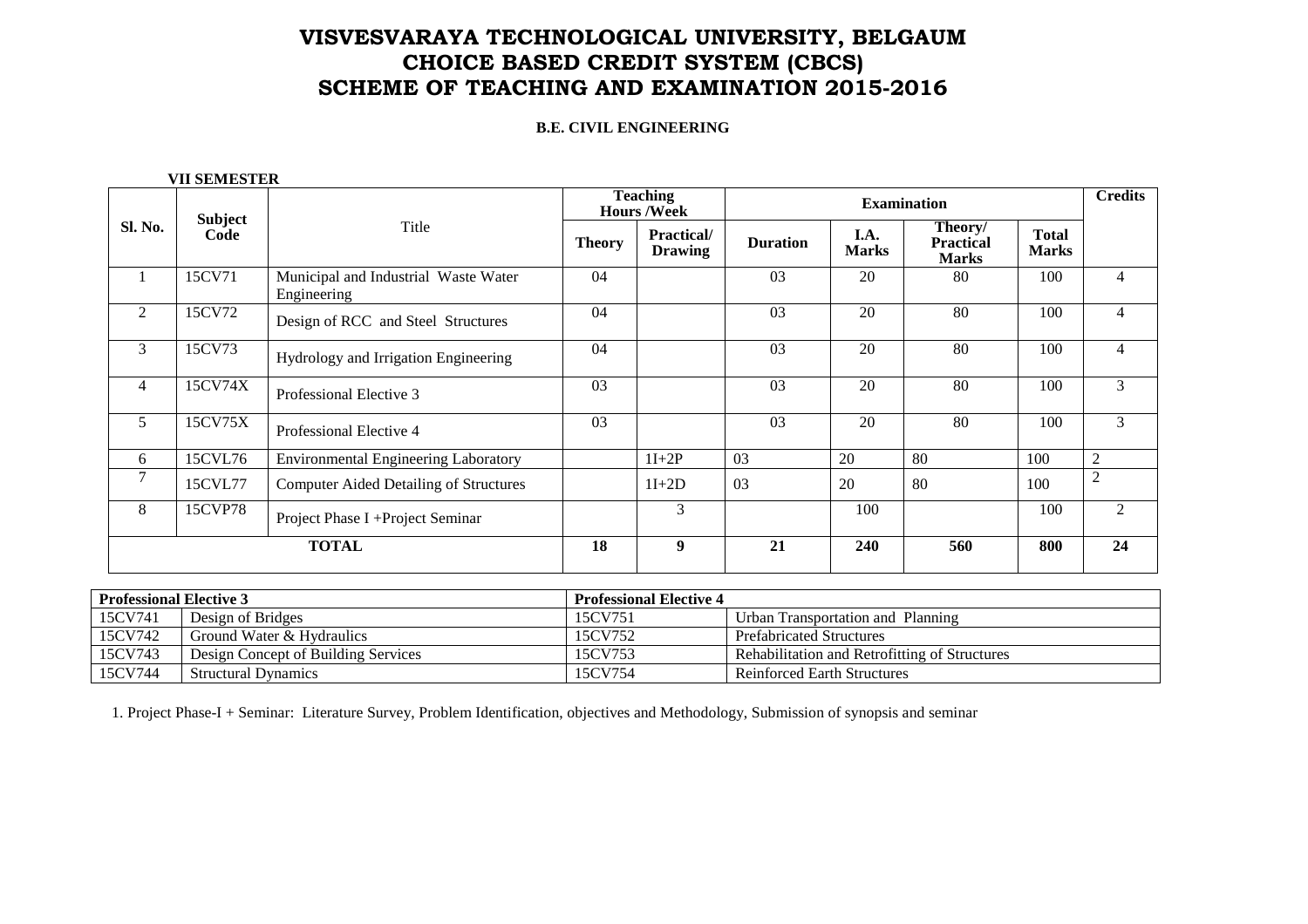# VISVESVARAYA TECHNOLOGICAL UNIVERSITY, BELGAUM
# CHOICE BASED CREDIT SYSTEM (CBCS)
# SCHEME OF TEACHING AND EXAMINATION 2015-2016

**B.E. CIVIL ENGINEERING**

**VII SEMESTER**

| Sl. No. | Subject Code | Title | Teaching Hours /Week | | Examination | | | | Credits |
|---|---|---|---|---|---|---|---|---|---|
| | | | **Theory** | **Practical/ Drawing** | **Duration** | **I.A. Marks** | **Theory/ Practical Marks** | **Total Marks** | |
| 1 | 15CV71 | Municipal and Industrial Waste Water Engineering | 04 | | 03 | 20 | 80 | 100 | 4 |
| 2 | 15CV72 | Design of RCC and Steel Structures | 04 | | 03 | 20 | 80 | 100 | 4 |
| 3 | 15CV73 | Hydrology and Irrigation Engineering | 04 | | 03 | 20 | 80 | 100 | 4 |
| 4 | 15CV74X | Professional Elective 3 | 03 | | 03 | 20 | 80 | 100 | 3 |
| 5 | 15CV75X | Professional Elective 4 | 03 | | 03 | 20 | 80 | 100 | 3 |
| 6 | 15CVL76 | Environmental Engineering Laboratory | | 1I+2P | 03 | 20 | 80 | 100 | 2 |
| 7 | 15CVL77 | Computer Aided Detailing of Structures | | 1I+2D | 03 | 20 | 80 | 100 | 2 |
| 8 | 15CVP78 | Project Phase I +Project Seminar | | 3 | | 100 | | 100 | 2 |
| **TOTAL** | | | **18** | **9** | **21** | **240** | **560** | **800** | **24** |

| **Professional Elective 3** | | **Professional Elective 4** | |
|---|---|---|---|
| 15CV741 | Design of Bridges | 15CV751 | Urban Transportation and Planning |
| 15CV742 | Ground Water & Hydraulics | 15CV752 | Prefabricated Structures |
| 15CV743 | Design Concept of Building Services | 15CV753 | Rehabilitation and Retrofitting of Structures |
| 15CV744 | Structural Dynamics | 15CV754 | Reinforced Earth Structures |

1. Project Phase-I + Seminar: Literature Survey, Problem Identification, objectives and Methodology, Submission of synopsis and seminar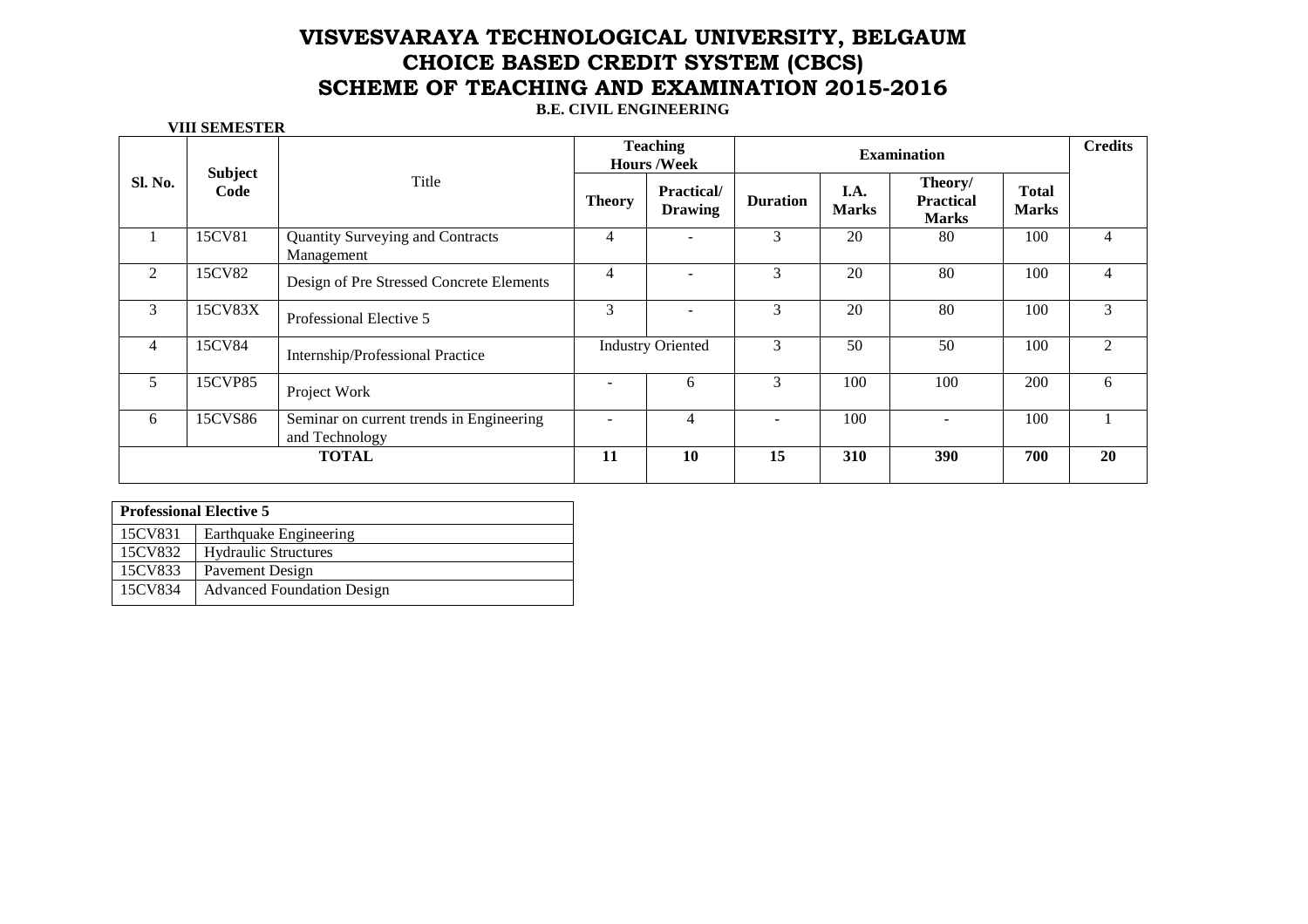# VISVESVARAYA TECHNOLOGICAL UNIVERSITY, BELGAUM
# CHOICE BASED CREDIT SYSTEM (CBCS)
# SCHEME OF TEACHING AND EXAMINATION 2015-2016

**B.E. CIVIL ENGINEERING**

**VIII SEMESTER**

| Sl. No. | Subject Code | Title | Teaching Hours /Week | | Examination | | | | Credits |
|---|---|---|---|---|---|---|---|---|---|
| | | | Theory | Practical/ Drawing | Duration | I.A. Marks | Theory/ Practical Marks | Total Marks | |
| 1 | 15CV81 | Quantity Surveying and Contracts Management | 4 | - | 3 | 20 | 80 | 100 | 4 |
| 2 | 15CV82 | Design of Pre Stressed Concrete Elements | 4 | - | 3 | 20 | 80 | 100 | 4 |
| 3 | 15CV83X | Professional Elective 5 | 3 | - | 3 | 20 | 80 | 100 | 3 |
| 4 | 15CV84 | Internship/Professional Practice | Industry Oriented | | 3 | 50 | 50 | 100 | 2 |
| 5 | 15CVP85 | Project Work | - | 6 | 3 | 100 | 100 | 200 | 6 |
| 6 | 15CVS86 | Seminar on current trends in Engineering and Technology | - | 4 | - | 100 | - | 100 | 1 |
| **TOTAL** | | | **11** | **10** | **15** | **310** | **390** | **700** | **20** |

| **Professional Elective 5** | |
|---|---|
| 15CV831 | Earthquake Engineering |
| 15CV832 | Hydraulic Structures |
| 15CV833 | Pavement Design |
| 15CV834 | Advanced Foundation Design |